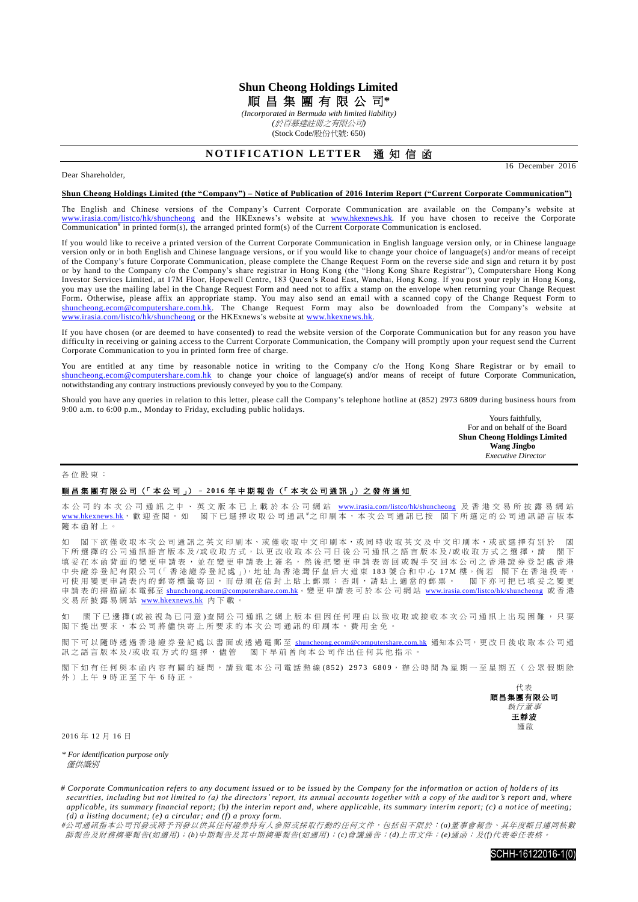# Shun Cheong Holdings Limited

# 順昌集團有限公司*

*(Incorporated in Bermuda with limited liability)*

*(於百慕達註冊之有限公司)*

(Stock Code/股份代號: 650)

## NOTIFICATION LETTER 通知信函

16 December 2016

Dear Shareholder,

**Shun Cheong Holdings Limited (the "Company") – Notice of Publication of 2016 Interim Report ("Current Corporate Communication")**

The English and Chinese versions of the Company's Current Corporate Communication are available on the Company's website at www.irasia.com/listco/hk/shuncheong and the HKExnews's website at www.hkexnews.hk. If you have chosen to receive the Corporate Communication# in printed form(s), the arranged printed form(s) of the Current Corporate Communication is enclosed.

If you would like to receive a printed version of the Current Corporate Communication in English language version only, or in Chinese language version only or in both English and Chinese language versions, or if you would like to change your choice of language(s) and/or means of receipt of the Company's future Corporate Communication, please complete the Change Request Form on the reverse side and sign and return it by post or by hand to the Company c/o the Company's share registrar in Hong Kong (the "Hong Kong Share Registrar"), Computershare Hong Kong Investor Services Limited, at 17M Floor, Hopewell Centre, 183 Queen's Road East, Wanchai, Hong Kong. If you post your reply in Hong Kong, you may use the mailing label in the Change Request Form and need not to affix a stamp on the envelope when returning your Change Request Form. Otherwise, please affix an appropriate stamp. You may also send an email with a scanned copy of the Change Request Form to shuncheong.ecom@computershare.com.hk. The Change Request Form may also be downloaded from the Company's website at www.irasia.com/listco/hk/shuncheong or the HKExnews's website at www.hkexnews.hk.

If you have chosen (or are deemed to have consented) to read the website version of the Corporate Communication but for any reason you have difficulty in receiving or gaining access to the Current Corporate Communication, the Company will promptly upon your request send the Current Corporate Communication to you in printed form free of charge.

You are entitled at any time by reasonable notice in writing to the Company c/o the Hong Kong Share Registrar or by email to shuncheong.ecom@computershare.com.hk to change your choice of language(s) and/or means of receipt of future Corporate Communication, notwithstanding any contrary instructions previously conveyed by you to the Company.

Should you have any queries in relation to this letter, please call the Company's telephone hotline at (852) 2973 6809 during business hours from 9:00 a.m. to 6:00 p.m., Monday to Friday, excluding public holidays.

Yours faithfully,
For and on behalf of the Board
**Shun Cheong Holdings Limited**
**Wang Jingbo**
*Executive Director*

---

各位股東：

**順昌集團有限公司（「本公司」）－ 2016 年中期報告（「本次公司通訊」）之發佈通知**

本公司的本次公司通訊之中、英文版本已上載於本公司網站 www.irasia.com/listco/hk/shuncheong 及香港交易所披露易網站 www.hkexnews.hk，歡迎查閱。如 閣下已選擇收取公司通訊#之印刷本，本次公司通訊已按 閣下所選定的公司通訊語言版本隨本函附上。

如 閣下欲僅收取本次公司通訊之英文印刷本、或僅收取中文印刷本，或同時收取英文及中文印刷本，或欲選擇有別於 閣下所選擇的公司通訊語言版本及/或收取方式，以更改收取本公司日後公司通訊之語言版本及/或收取方式之選擇，請 閣下填妥在本函背面的變更申請表，並在變更申請表上簽名，然後把變更申請表寄回或親手交回本公司之香港證券登記處香港中央證券登記有限公司(「香港證券登記處」)，地址為香港灣仔皇后大道東 183 號合和中心 17M 樓。倘若 閣下在香港投寄，可使用變更申請表內的郵寄標籤寄回，而毋須在信封上貼上郵票；否則，請貼上適當的郵票。 閣下亦可把已填妥之變更申請表的掃描副本電郵至 shuncheong.ecom@computershare.com.hk。變更申請表可於本公司網站 www.irasia.com/listco/hk/shuncheong 或香港交易所披露易網站 www.hkexnews.hk 內下載。

如 閣下已選擇(或被視為已同意)查閱公司通訊之網上版本但因任何理由以致收取或接收本次公司通訊上出現困難，只要 閣下提出要求，本公司將儘快寄上所要求的本次公司通訊的印刷本，費用全免。

閣下可以隨時透過香港證券登記處以書面或透過電郵至 shuncheong.ecom@computershare.com.hk 通知本公司，更改日後收取本公司通訊之語言版本及/或收取方式的選擇，儘管 閣下早前曾向本公司作出任何其他指示。

閣下如有任何與本函內容有關的疑問，請致電本公司電話熱線(852) 2973 6809，辦公時間為星期一至星期五（公眾假期除外）上午 9 時正至下午 6 時正。

代表
**順昌集團有限公司**
*執行董事*
**王靜波**
謹啟

2016 年 12 月 16 日

*\* For identification purpose only*
*僅供識別*

*# Corporate Communication refers to any document issued or to be issued by the Company for the information or action of holders of its securities, including but not limited to (a) the directors' report, its annual accounts together with a copy of the auditor's report and, where applicable, its summary financial report; (b) the interim report and, where applicable, its summary interim report; (c) a notice of meeting; (d) a listing document; (e) a circular; and (f) a proxy form.*

*#公司通訊指本公司刊發或將予刊發以供其任何證券持有人參照或採取行動的任何文件，包括但不限於：(a)董事會報告、其年度帳目連同核數師報告及財務摘要報告(如適用)；(b)中期報告及其中期摘要報告(如適用)；(c)會議通告；(d)上市文件；(e)通函；及(f)代表委任表格。*

SCHH-16122016-1(0)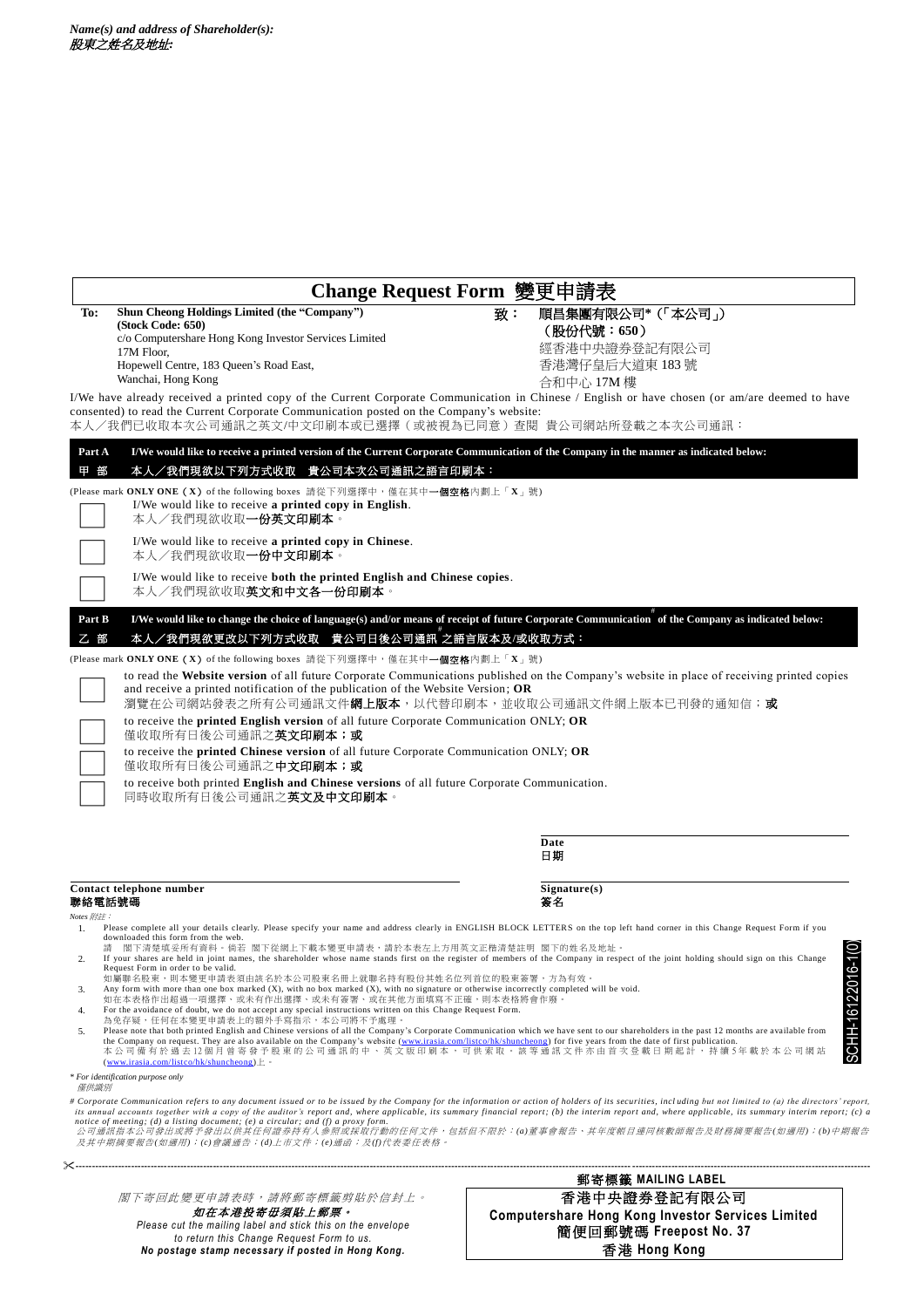*Name(s) and address of Shareholder(s):*
*股東之姓名及地址:*

# Change Request Form 變更申請表

**To:** **Shun Cheong Holdings Limited (the "Company")**
**(Stock Code: 650)**
c/o Computershare Hong Kong Investor Services Limited
17M Floor,
Hopewell Centre, 183 Queen's Road East,
Wanchai, Hong Kong

**致：** **順昌集團有限公司*（「本公司」）**
**（股份代號：650）**
經香港中央證券登記有限公司
香港灣仔皇后大道東183號
合和中心17M樓

I/We have already received a printed copy of the Current Corporate Communication in Chinese / English or have chosen (or am/are deemed to have consented) to read the Current Corporate Communication posted on the Company's website:
本人／我們已收取本次公司通訊之英文/中文印刷本或已選擇（或被視為已同意）查閱 貴公司網站所登載之本次公司通訊：

**Part A** **I/We would like to receive a printed version of the Current Corporate Communication of the Company in the manner as indicated below:**
**甲 部** **本人／我們現欲以下列方式收取 貴公司本次公司通訊之語言印刷本：**

(Please mark **ONLY ONE** (**X**) of the following boxes 請從下列選擇中，僅在其中**一個空格**內劃上「**X**」號)

☐ I/We would like to receive **a printed copy in English**.
本人／我們現欲收取**一份英文印刷本**。

☐ I/We would like to receive **a printed copy in Chinese**.
本人／我們現欲收取**一份中文印刷本**。

☐ I/We would like to receive **both the printed English and Chinese copies**.
本人／我們現欲收取**英文和中文各一份印刷本**。

**Part B** **I/We would like to change the choice of language(s) and/or means of receipt of future Corporate Communication# of the Company as indicated below:**
**乙 部** **本人／我們現欲更改以下列方式收取 貴公司日後公司通訊#之語言版本及/或收取方式：**

(Please mark **ONLY ONE** (**X**) of the following boxes 請從下列選擇中，僅在其中**一個空格**內劃上「**X**」號)

☐ to read the **Website version** of all future Corporate Communications published on the Company's website in place of receiving printed copies and receive a printed notification of the publication of the Website Version; **OR**
瀏覽在公司網站發表之所有公司通訊文件**網上版本**，以代替印刷本，並收取公司通訊文件網上版本已刊發的通知信；**或**

☐ to receive the **printed English version** of all future Corporate Communication ONLY; **OR**
僅收取所有日後公司通訊之**英文印刷本；或**

☐ to receive the **printed Chinese version** of all future Corporate Communication ONLY; **OR**
僅收取所有日後公司通訊之**中文印刷本；或**

☐ to receive both printed **English and Chinese versions** of all future Corporate Communication.
同時收取所有日後公司通訊之**英文及中文印刷本**。

**Date**
**日期**

**Contact telephone number**
**聯絡電話號碼**

**Signature(s)**
**簽名**

*Notes 附註：*

1. Please complete all your details clearly. Please specify your name and address clearly in ENGLISH BLOCK LETTERS on the top left hand corner in this Change Request Form if you downloaded this form from the web.
   請 閣下清楚填妥所有資料。倘若 閣下從網上下載本變更申請表，請於本表左上方用英文正楷清楚註明 閣下的姓名及地址。
2. If your shares are held in joint names, the shareholder whose name stands first on the register of members of the Company in respect of the joint holding should sign on this Change Request Form in order to be valid.
   如屬聯名股東，則本變更申請表須由該名於本公司股東名冊上就聯名持有股份其姓名位列首位的股東簽署，方為有效。
3. Any form with more than one box marked (X), with no box marked (X), with no signature or otherwise incorrectly completed will be void.
   如在本表格作出超過一項選擇、或未有作出選擇、或未有簽署，或在其他方面填寫不正確，則本表格將會作廢。
4. For the avoidance of doubt, we do not accept any special instructions written on this Change Request Form.
   為免存疑，任何在本變更申請表上的額外手寫指示，本公司將不予處理。
5. Please note that both printed English and Chinese versions of all the Company's Corporate Communication which we have sent to our shareholders in the past 12 months are available from the Company on request. They are also available on the Company's website (www.irasia.com/listco/hk/shuncheong) for five years from the date of first publication.
   本公司備有於過去12個月曾寄發予股東的公司通訊的中、英文版印刷本，可供索取。該等通訊文件亦由首次登載日期起計，持續5年載於本公司網站(www.irasia.com/listco/hk/shuncheong)上。

*\* For identification purpose only*
*僅供識別*

*# Corporate Communication refers to any document issued or to be issued by the Company for the information or action of holders of its securities, including but not limited to (a) the directors' report, its annual accounts together with a copy of the auditor's report and, where applicable, its summary financial report; (b) the interim report and, where applicable, its summary interim report; (c) a notice of meeting; (d) a listing document; (e) a circular; and (f) a proxy form.*
*公司通訊指本公司發出或將予發出以供其任何證券持有人參照或採取行動的任何文件，包括但不限於：(a)董事會報告、其年度帳目連同核數師報告及財務摘要報告(如適用)；(b)中期報告及其中期摘要報告(如適用)；(c)會議通告；(d)上市文件；(e)通函；及(f)代表委任表格。*

SCHH-16122016-1(0)

---

*閣下寄回此變更申請表時，請將郵寄標籤剪貼於信封上。*
***如在本港投寄毋須貼上郵票。***
*Please cut the mailing label and stick this on the envelope to return this Change Request Form to us.*
***No postage stamp necessary if posted in Hong Kong.***

**郵寄標籤 MAILING LABEL**
**香港中央證券登記有限公司**
**Computershare Hong Kong Investor Services Limited**
**簡便回郵號碼 Freepost No. 37**
**香港 Hong Kong**